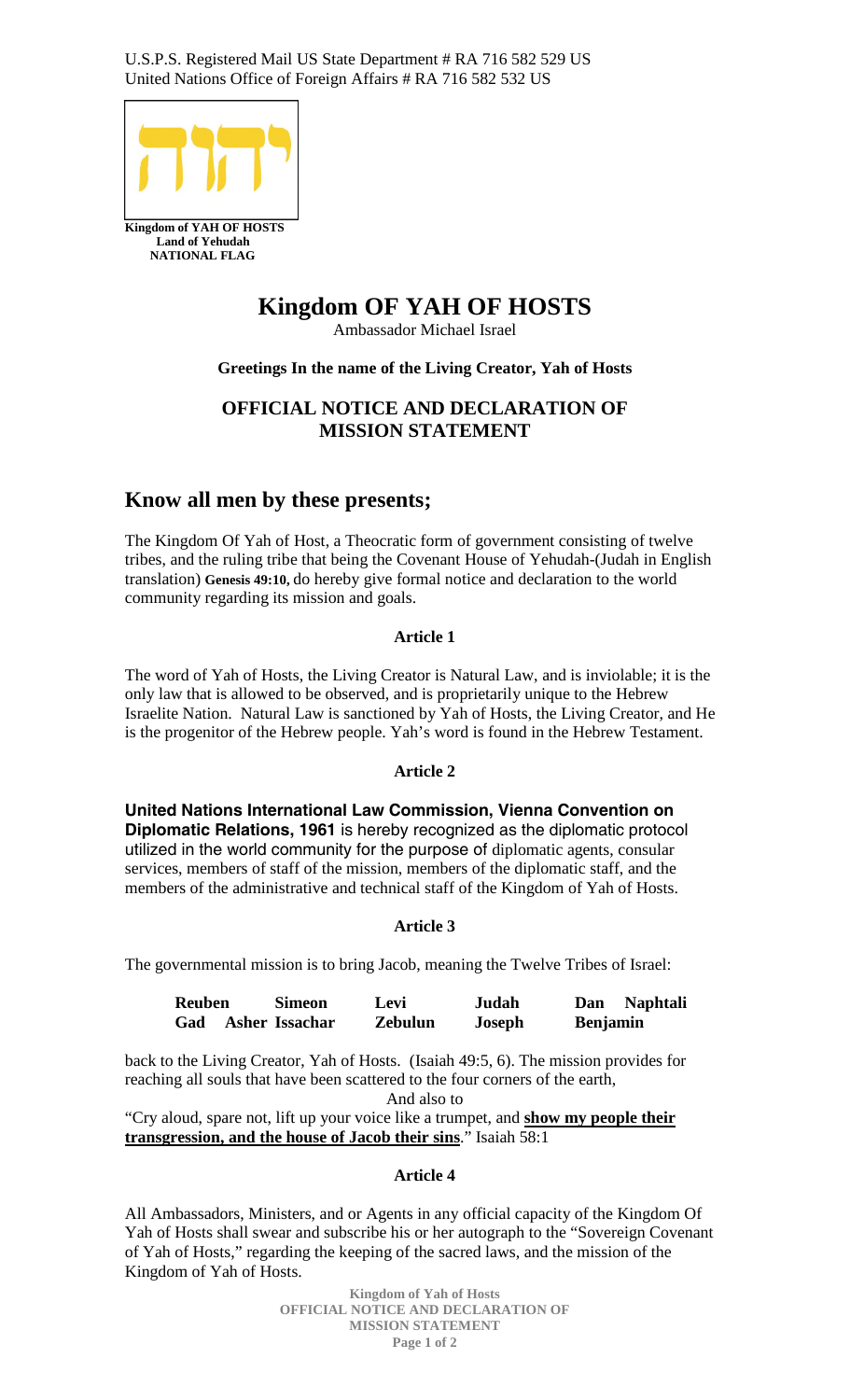U.S.P.S. Registered Mail US State Department # RA 716 582 529 US
United Nations Office of Foreign Affairs # RA 716 582 532 US

יהוה

**Kingdom of YAH OF HOSTS**
**Land of Yehudah**
**NATIONAL FLAG**

# Kingdom OF YAH OF HOSTS

Ambassador Michael Israel

**Greetings In the name of the Living Creator, Yah of Hosts**

## OFFICIAL NOTICE AND DECLARATION OF MISSION STATEMENT

## Know all men by these presents;

The Kingdom Of Yah of Host, a Theocratic form of government consisting of twelve tribes, and the ruling tribe that being the Covenant House of Yehudah-(Judah in English translation) **Genesis 49:10,** do hereby give formal notice and declaration to the world community regarding its mission and goals.

### Article 1

The word of Yah of Hosts, the Living Creator is Natural Law, and is inviolable; it is the only law that is allowed to be observed, and is proprietarily unique to the Hebrew Israelite Nation. Natural Law is sanctioned by Yah of Hosts, the Living Creator, and He is the progenitor of the Hebrew people. Yah's word is found in the Hebrew Testament.

### Article 2

**United Nations International Law Commission, Vienna Convention on Diplomatic Relations, 1961** is hereby recognized as the diplomatic protocol utilized in the world community for the purpose of diplomatic agents, consular services, members of staff of the mission, members of the diplomatic staff, and the members of the administrative and technical staff of the Kingdom of Yah of Hosts.

### Article 3

The governmental mission is to bring Jacob, meaning the Twelve Tribes of Israel:

| | | | | | |
|---|---|---|---|---|---|
| **Reuben** | **Simeon** | **Levi** | **Judah** | **Dan** | **Naphtali** |
| **Gad** | **Asher** | **Issachar** | **Zebulun** | **Joseph** | **Benjamin** |

back to the Living Creator, Yah of Hosts. (Isaiah 49:5, 6). The mission provides for reaching all souls that have been scattered to the four corners of the earth,

And also to

"Cry aloud, spare not, lift up your voice like a trumpet, and **show my people their transgression, and the house of Jacob their sins**." Isaiah 58:1

### Article 4

All Ambassadors, Ministers, and or Agents in any official capacity of the Kingdom Of Yah of Hosts shall swear and subscribe his or her autograph to the "Sovereign Covenant of Yah of Hosts," regarding the keeping of the sacred laws, and the mission of the Kingdom of Yah of Hosts.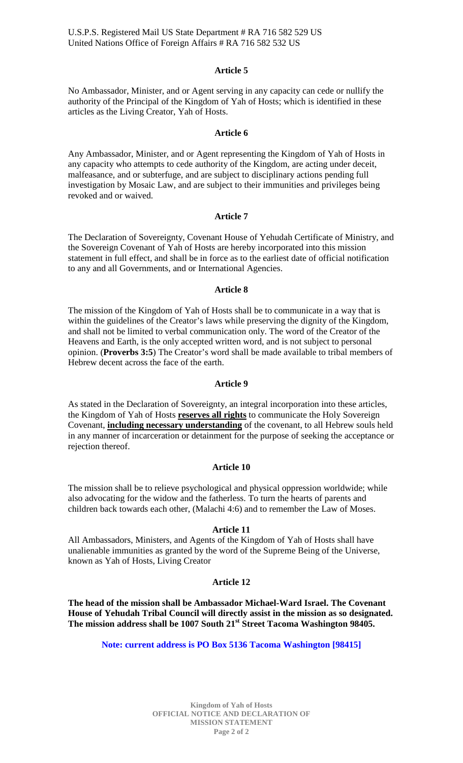U.S.P.S. Registered Mail US State Department # RA 716 582 529 US
United Nations Office of Foreign Affairs # RA 716 582 532 US

### Article 5

No Ambassador, Minister, and or Agent serving in any capacity can cede or nullify the authority of the Principal of the Kingdom of Yah of Hosts; which is identified in these articles as the Living Creator, Yah of Hosts.

### Article 6

Any Ambassador, Minister, and or Agent representing the Kingdom of Yah of Hosts in any capacity who attempts to cede authority of the Kingdom, are acting under deceit, malfeasance, and or subterfuge, and are subject to disciplinary actions pending full investigation by Mosaic Law, and are subject to their immunities and privileges being revoked and or waived.

### Article 7

The Declaration of Sovereignty, Covenant House of Yehudah Certificate of Ministry, and the Sovereign Covenant of Yah of Hosts are hereby incorporated into this mission statement in full effect, and shall be in force as to the earliest date of official notification to any and all Governments, and or International Agencies.

### Article 8

The mission of the Kingdom of Yah of Hosts shall be to communicate in a way that is within the guidelines of the Creator's laws while preserving the dignity of the Kingdom, and shall not be limited to verbal communication only. The word of the Creator of the Heavens and Earth, is the only accepted written word, and is not subject to personal opinion. (**Proverbs 3:5**) The Creator's word shall be made available to tribal members of Hebrew decent across the face of the earth.

### Article 9

As stated in the Declaration of Sovereignty, an integral incorporation into these articles, the Kingdom of Yah of Hosts **reserves all rights** to communicate the Holy Sovereign Covenant, **including necessary understanding** of the covenant, to all Hebrew souls held in any manner of incarceration or detainment for the purpose of seeking the acceptance or rejection thereof.

### Article 10

The mission shall be to relieve psychological and physical oppression worldwide; while also advocating for the widow and the fatherless. To turn the hearts of parents and children back towards each other, (Malachi 4:6) and to remember the Law of Moses.

### Article 11

All Ambassadors, Ministers, and Agents of the Kingdom of Yah of Hosts shall have unalienable immunities as granted by the word of the Supreme Being of the Universe, known as Yah of Hosts, Living Creator

### Article 12

**The head of the mission shall be Ambassador Michael-Ward Israel. The Covenant House of Yehudah Tribal Council will directly assist in the mission as so designated. The mission address shall be 1007 South 21st Street Tacoma Washington 98405.**

**Note: current address is PO Box 5136 Tacoma Washington [98415]**